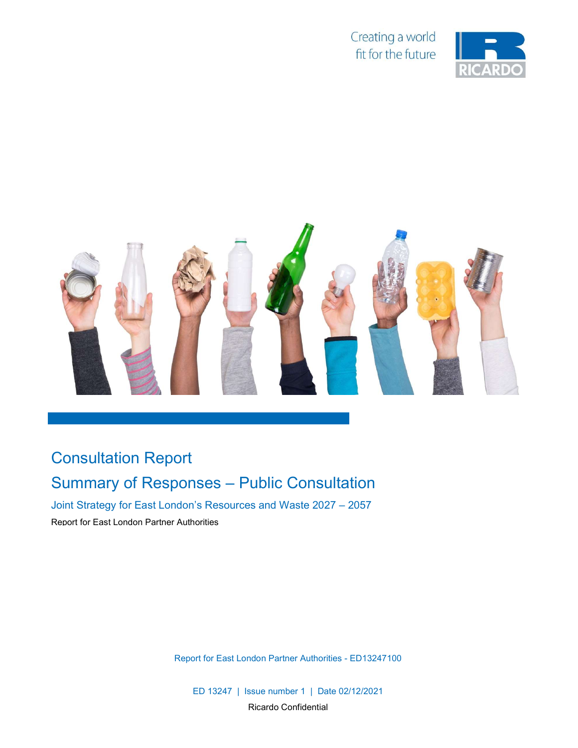Creating a world fit for the future

RICARDO

# Consultation Report

## Summary of Responses – Public Consultation

### Joint Strategy for East London's Resources and Waste 2027 – 2057

Report for East London Partner Authorities

Report for East London Partner Authorities - ED13247100

ED 13247 | Issue number 1 | Date 02/12/2021

Ricardo Confidential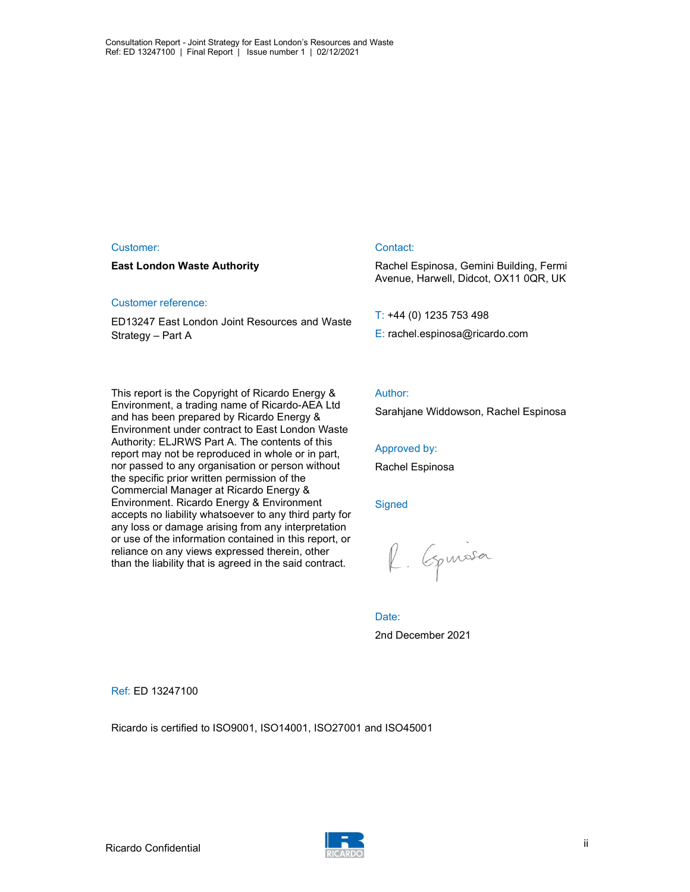Customer:

**East London Waste Authority**

Customer reference:

ED13247 East London Joint Resources and Waste Strategy – Part A

This report is the Copyright of Ricardo Energy & Environment, a trading name of Ricardo-AEA Ltd and has been prepared by Ricardo Energy & Environment under contract to East London Waste Authority: ELJRWS Part A. The contents of this report may not be reproduced in whole or in part, nor passed to any organisation or person without the specific prior written permission of the Commercial Manager at Ricardo Energy & Environment. Ricardo Energy & Environment accepts no liability whatsoever to any third party for any loss or damage arising from any interpretation or use of the information contained in this report, or reliance on any views expressed therein, other than the liability that is agreed in the said contract.

Contact:

Rachel Espinosa, Gemini Building, Fermi Avenue, Harwell, Didcot, OX11 0QR, UK

T: +44 (0) 1235 753 498

E: rachel.espinosa@ricardo.com

Author:

Sarahjane Widdowson, Rachel Espinosa

Approved by:

Rachel Espinosa

Signed

R. Espinosa

Date:

2nd December 2021

Ref: ED 13247100

Ricardo is certified to ISO9001, ISO14001, ISO27001 and ISO45001

Ricardo Confidential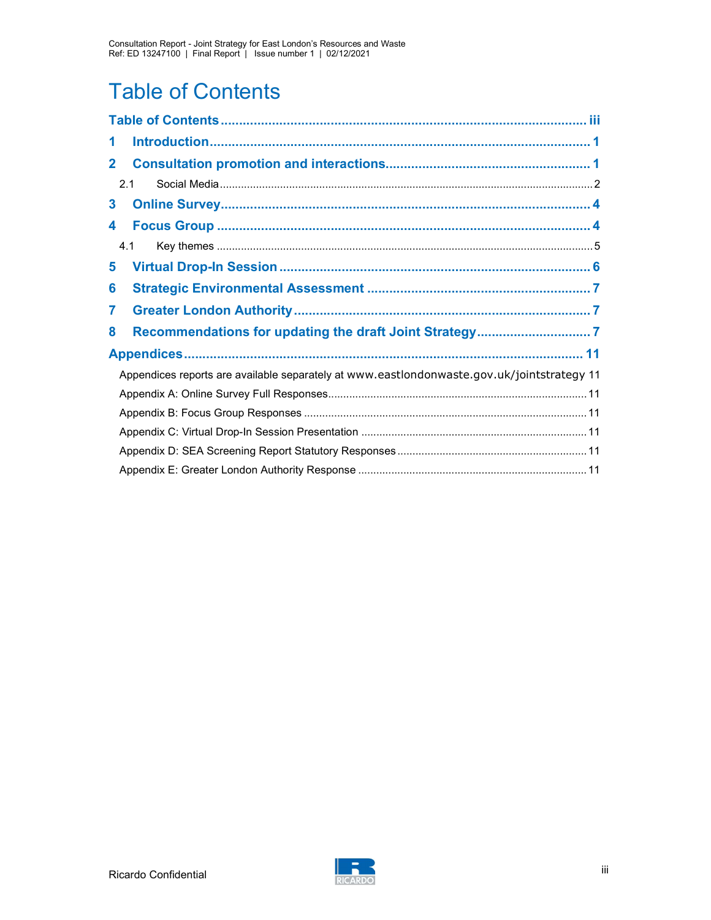# Table of Contents

Table of Contents ........................................................................................ iii

1 Introduction ........................................................................................ 1

2 Consultation promotion and interactions ........................................................ 1

2.1 Social Media ........................................................................................ 2

3 Online Survey ........................................................................................ 4

4 Focus Group ........................................................................................ 4

4.1 Key themes ........................................................................................ 5

5 Virtual Drop-In Session ........................................................................................ 6

6 Strategic Environmental Assessment ........................................................ 7

7 Greater London Authority ........................................................................................ 7

8 Recommendations for updating the draft Joint Strategy ........................................ 7

Appendices ........................................................................................ 11

Appendices reports are available separately at www.eastlondonwaste.gov.uk/jointstrategy 11

Appendix A: Online Survey Full Responses ........................................................ 11

Appendix B: Focus Group Responses ........................................................ 11

Appendix C: Virtual Drop-In Session Presentation ........................................................ 11

Appendix D: SEA Screening Report Statutory Responses ........................................ 11

Appendix E: Greater London Authority Response ........................................................ 11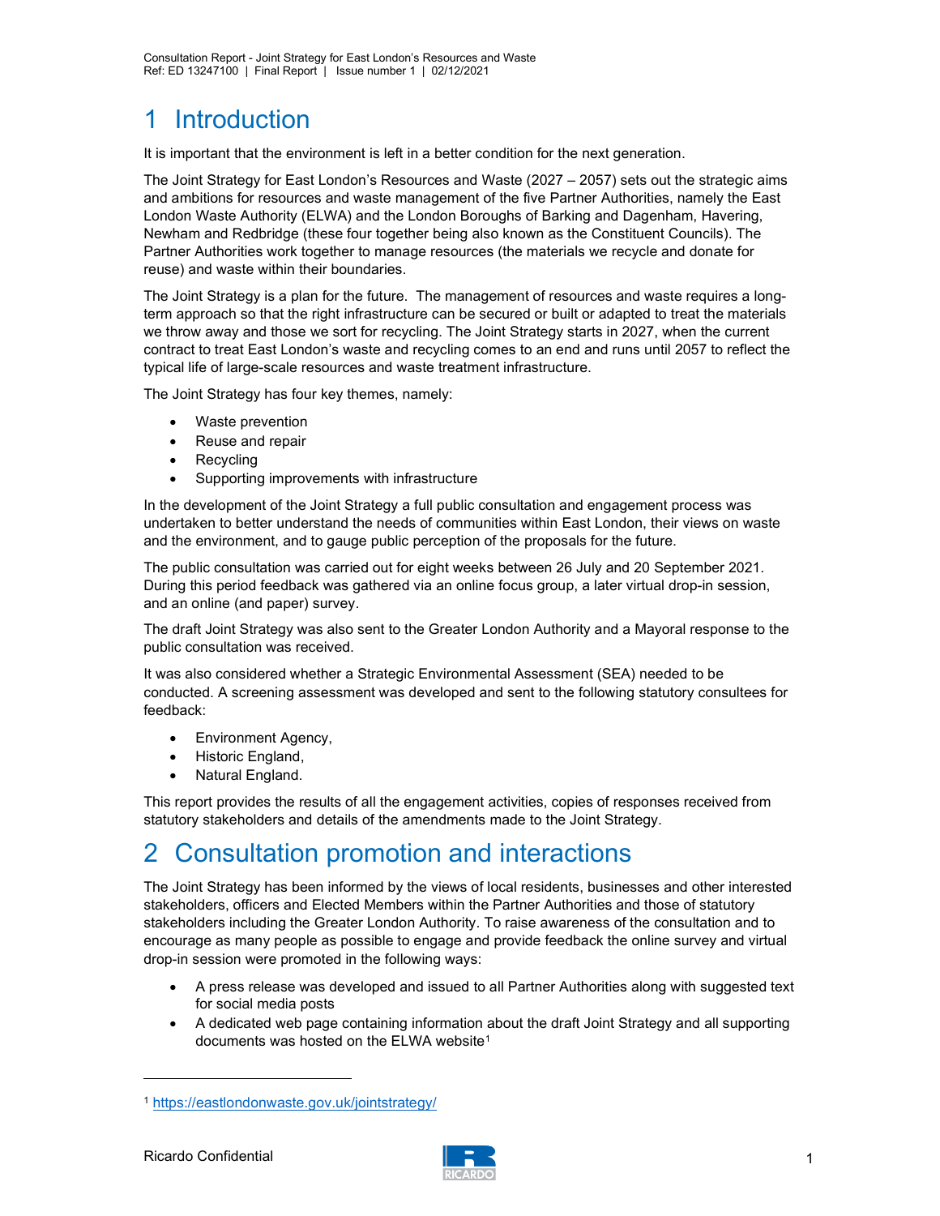# 1 Introduction

It is important that the environment is left in a better condition for the next generation.

The Joint Strategy for East London's Resources and Waste (2027 – 2057) sets out the strategic aims and ambitions for resources and waste management of the five Partner Authorities, namely the East London Waste Authority (ELWA) and the London Boroughs of Barking and Dagenham, Havering, Newham and Redbridge (these four together being also known as the Constituent Councils). The Partner Authorities work together to manage resources (the materials we recycle and donate for reuse) and waste within their boundaries.

The Joint Strategy is a plan for the future. The management of resources and waste requires a long-term approach so that the right infrastructure can be secured or built or adapted to treat the materials we throw away and those we sort for recycling. The Joint Strategy starts in 2027, when the current contract to treat East London's waste and recycling comes to an end and runs until 2057 to reflect the typical life of large-scale resources and waste treatment infrastructure.

The Joint Strategy has four key themes, namely:

- Waste prevention
- Reuse and repair
- Recycling
- Supporting improvements with infrastructure

In the development of the Joint Strategy a full public consultation and engagement process was undertaken to better understand the needs of communities within East London, their views on waste and the environment, and to gauge public perception of the proposals for the future.

The public consultation was carried out for eight weeks between 26 July and 20 September 2021. During this period feedback was gathered via an online focus group, a later virtual drop-in session, and an online (and paper) survey.

The draft Joint Strategy was also sent to the Greater London Authority and a Mayoral response to the public consultation was received.

It was also considered whether a Strategic Environmental Assessment (SEA) needed to be conducted. A screening assessment was developed and sent to the following statutory consultees for feedback:

- Environment Agency,
- Historic England,
- Natural England.

This report provides the results of all the engagement activities, copies of responses received from statutory stakeholders and details of the amendments made to the Joint Strategy.

# 2 Consultation promotion and interactions

The Joint Strategy has been informed by the views of local residents, businesses and other interested stakeholders, officers and Elected Members within the Partner Authorities and those of statutory stakeholders including the Greater London Authority. To raise awareness of the consultation and to encourage as many people as possible to engage and provide feedback the online survey and virtual drop-in session were promoted in the following ways:

- A press release was developed and issued to all Partner Authorities along with suggested text for social media posts
- A dedicated web page containing information about the draft Joint Strategy and all supporting documents was hosted on the ELWA website[1]

[1] https://eastlondonwaste.gov.uk/jointstrategy/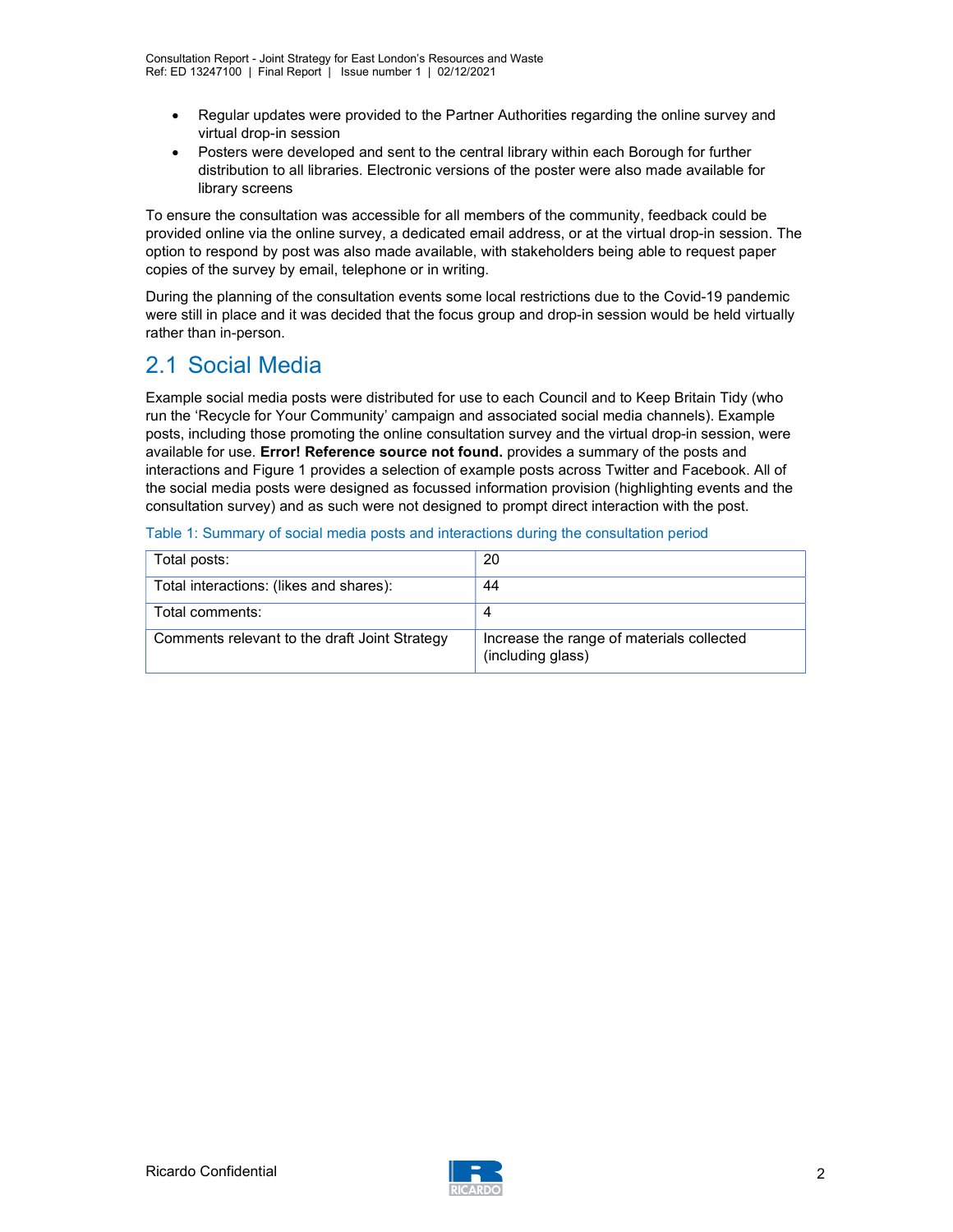- Regular updates were provided to the Partner Authorities regarding the online survey and virtual drop-in session
- Posters were developed and sent to the central library within each Borough for further distribution to all libraries. Electronic versions of the poster were also made available for library screens

To ensure the consultation was accessible for all members of the community, feedback could be provided online via the online survey, a dedicated email address, or at the virtual drop-in session. The option to respond by post was also made available, with stakeholders being able to request paper copies of the survey by email, telephone or in writing.

During the planning of the consultation events some local restrictions due to the Covid-19 pandemic were still in place and it was decided that the focus group and drop-in session would be held virtually rather than in-person.

## 2.1 Social Media

Example social media posts were distributed for use to each Council and to Keep Britain Tidy (who run the 'Recycle for Your Community' campaign and associated social media channels). Example posts, including those promoting the online consultation survey and the virtual drop-in session, were available for use. **Error! Reference source not found.** provides a summary of the posts and interactions and Figure 1 provides a selection of example posts across Twitter and Facebook. All of the social media posts were designed as focussed information provision (highlighting events and the consultation survey) and as such were not designed to prompt direct interaction with the post.

Table 1: Summary of social media posts and interactions during the consultation period

| Total posts: | 20 |
|---|---|
| Total interactions: (likes and shares): | 44 |
| Total comments: | 4 |
| Comments relevant to the draft Joint Strategy | Increase the range of materials collected (including glass) |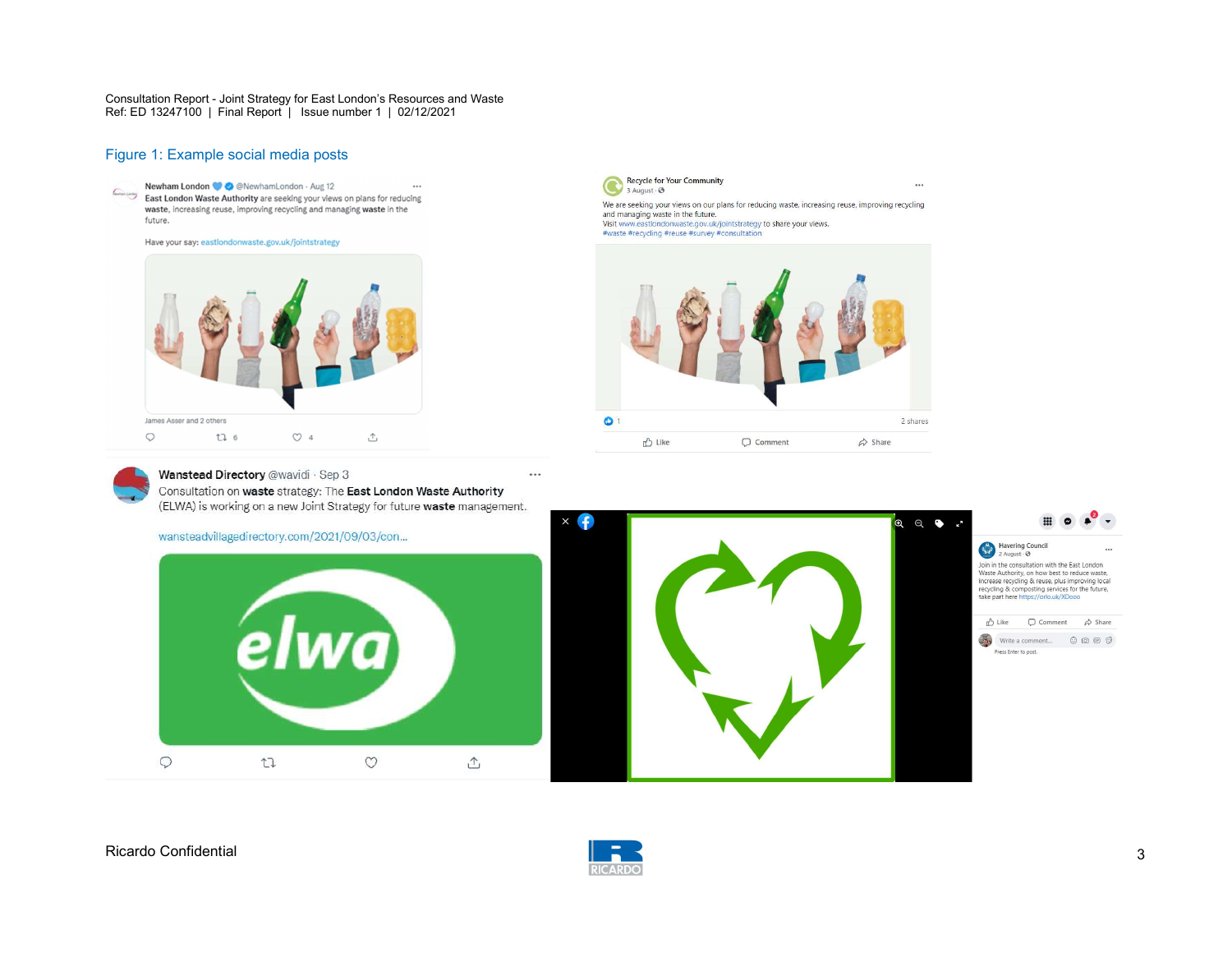## Figure 1: Example social media posts

Newham London @NewhamLondon · Aug 12
East London Waste Authority are seeking your views on plans for reducing waste, increasing reuse, improving recycling and managing waste in the future.

Have your say: eastlondonwaste.gov.uk/jointstrategy

James Asser and 2 others

6 4

Recycle for Your Community
3 August ·

We are seeking your views on our plans for reducing waste, increasing reuse, improving recycling and managing waste in the future.
Visit www.eastlondonwaste.gov.uk/jointstrategy to share your views.
#waste #recycling #reuse #survey #consultation

1 2 shares

Like Comment Share

Wanstead Directory @wavidi · Sep 3
Consultation on **waste** strategy: The **East London Waste Authority** (ELWA) is working on a new Joint Strategy for future **waste** management.

wansteadvillagedirectory.com/2021/09/03/con...

elwa

Havering Council
2 August ·

Join in the consultation with the East London Waste Authority, on how best to reduce waste, increase recycling & reuse, plus improving local recycling & composting services for the future, take part here https://orlo.uk/XDooo

Like Comment Share

Write a comment...

Press Enter to post.

Ricardo Confidential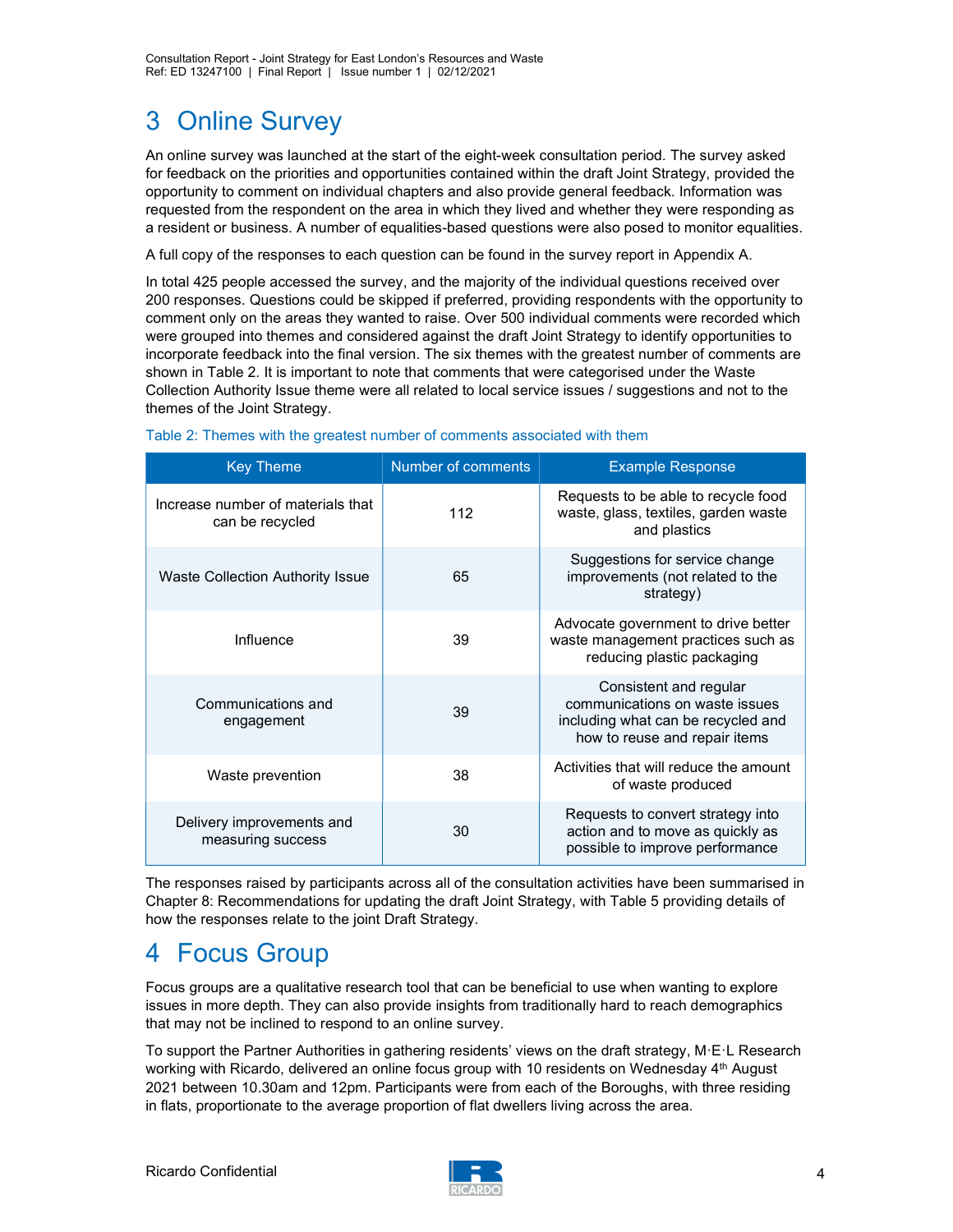# 3 Online Survey

An online survey was launched at the start of the eight-week consultation period. The survey asked for feedback on the priorities and opportunities contained within the draft Joint Strategy, provided the opportunity to comment on individual chapters and also provide general feedback. Information was requested from the respondent on the area in which they lived and whether they were responding as a resident or business. A number of equalities-based questions were also posed to monitor equalities.

A full copy of the responses to each question can be found in the survey report in Appendix A.

In total 425 people accessed the survey, and the majority of the individual questions received over 200 responses. Questions could be skipped if preferred, providing respondents with the opportunity to comment only on the areas they wanted to raise. Over 500 individual comments were recorded which were grouped into themes and considered against the draft Joint Strategy to identify opportunities to incorporate feedback into the final version. The six themes with the greatest number of comments are shown in Table 2. It is important to note that comments that were categorised under the Waste Collection Authority Issue theme were all related to local service issues / suggestions and not to the themes of the Joint Strategy.

Table 2: Themes with the greatest number of comments associated with them

| Key Theme | Number of comments | Example Response |
|---|---|---|
| Increase number of materials that can be recycled | 112 | Requests to be able to recycle food waste, glass, textiles, garden waste and plastics |
| Waste Collection Authority Issue | 65 | Suggestions for service change improvements (not related to the strategy) |
| Influence | 39 | Advocate government to drive better waste management practices such as reducing plastic packaging |
| Communications and engagement | 39 | Consistent and regular communications on waste issues including what can be recycled and how to reuse and repair items |
| Waste prevention | 38 | Activities that will reduce the amount of waste produced |
| Delivery improvements and measuring success | 30 | Requests to convert strategy into action and to move as quickly as possible to improve performance |

The responses raised by participants across all of the consultation activities have been summarised in Chapter 8: Recommendations for updating the draft Joint Strategy, with Table 5 providing details of how the responses relate to the joint Draft Strategy.

# 4 Focus Group

Focus groups are a qualitative research tool that can be beneficial to use when wanting to explore issues in more depth. They can also provide insights from traditionally hard to reach demographics that may not be inclined to respond to an online survey.

To support the Partner Authorities in gathering residents' views on the draft strategy, M·E·L Research working with Ricardo, delivered an online focus group with 10 residents on Wednesday 4th August 2021 between 10.30am and 12pm. Participants were from each of the Boroughs, with three residing in flats, proportionate to the average proportion of flat dwellers living across the area.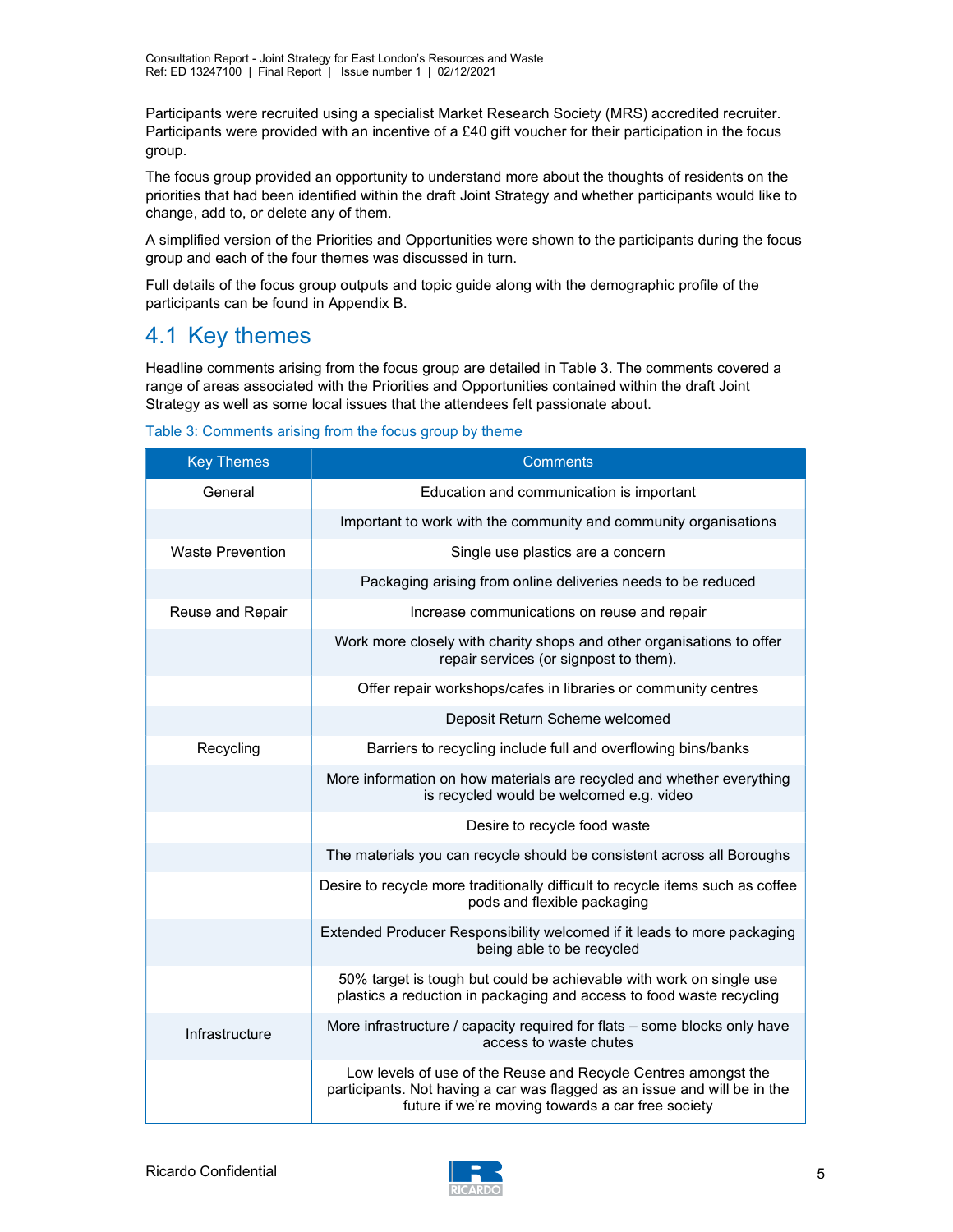Participants were recruited using a specialist Market Research Society (MRS) accredited recruiter. Participants were provided with an incentive of a £40 gift voucher for their participation in the focus group.

The focus group provided an opportunity to understand more about the thoughts of residents on the priorities that had been identified within the draft Joint Strategy and whether participants would like to change, add to, or delete any of them.

A simplified version of the Priorities and Opportunities were shown to the participants during the focus group and each of the four themes was discussed in turn.

Full details of the focus group outputs and topic guide along with the demographic profile of the participants can be found in Appendix B.

## 4.1 Key themes

Headline comments arising from the focus group are detailed in Table 3. The comments covered a range of areas associated with the Priorities and Opportunities contained within the draft Joint Strategy as well as some local issues that the attendees felt passionate about.

Table 3: Comments arising from the focus group by theme

| Key Themes | Comments |
|---|---|
| General | Education and communication is important |
| | Important to work with the community and community organisations |
| Waste Prevention | Single use plastics are a concern |
| | Packaging arising from online deliveries needs to be reduced |
| Reuse and Repair | Increase communications on reuse and repair |
| | Work more closely with charity shops and other organisations to offer repair services (or signpost to them). |
| | Offer repair workshops/cafes in libraries or community centres |
| | Deposit Return Scheme welcomed |
| Recycling | Barriers to recycling include full and overflowing bins/banks |
| | More information on how materials are recycled and whether everything is recycled would be welcomed e.g. video |
| | Desire to recycle food waste |
| | The materials you can recycle should be consistent across all Boroughs |
| | Desire to recycle more traditionally difficult to recycle items such as coffee pods and flexible packaging |
| | Extended Producer Responsibility welcomed if it leads to more packaging being able to be recycled |
| | 50% target is tough but could be achievable with work on single use plastics a reduction in packaging and access to food waste recycling |
| Infrastructure | More infrastructure / capacity required for flats – some blocks only have access to waste chutes |
| | Low levels of use of the Reuse and Recycle Centres amongst the participants. Not having a car was flagged as an issue and will be in the future if we're moving towards a car free society |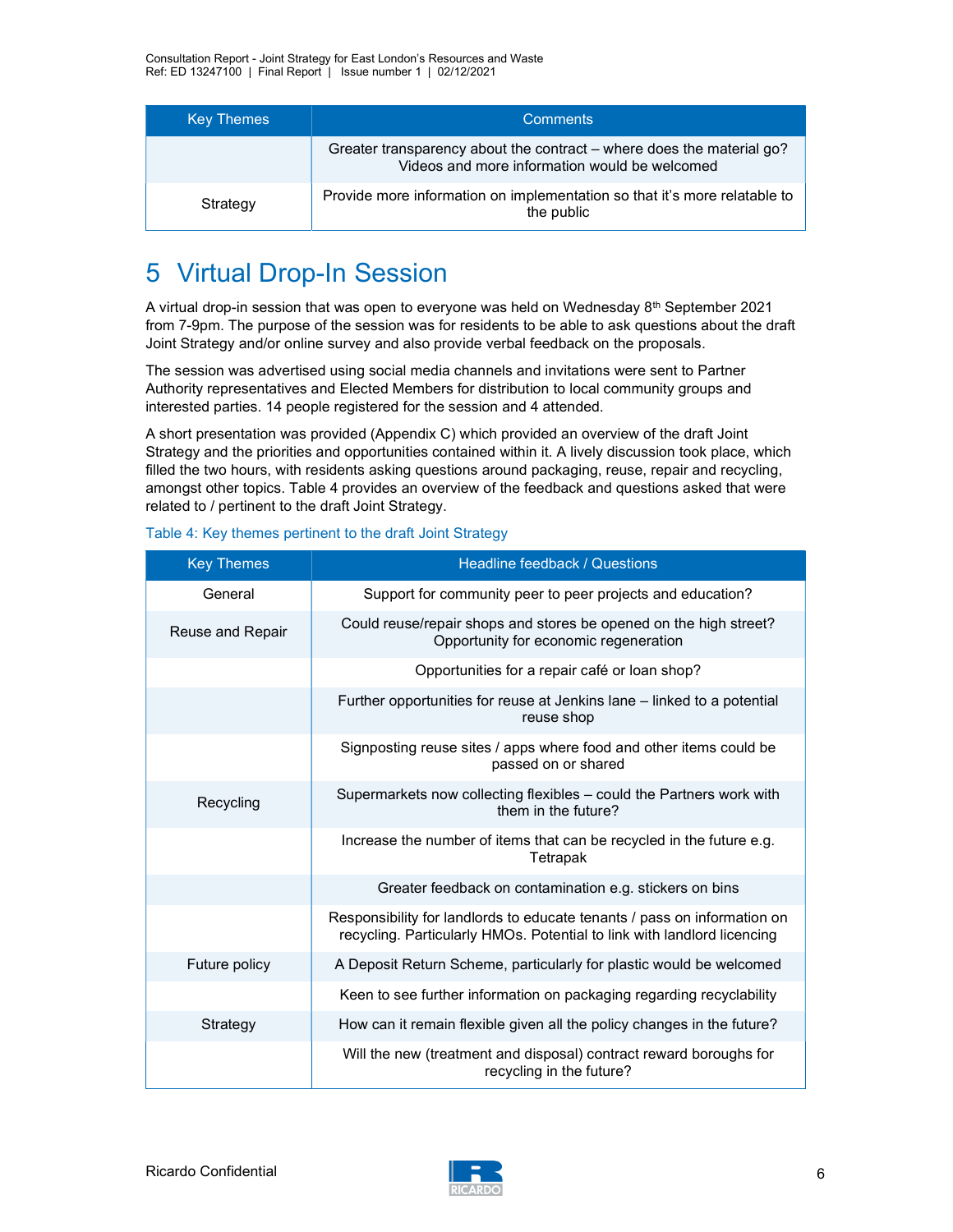| Key Themes | Comments |
|---|---|
| | Greater transparency about the contract – where does the material go? Videos and more information would be welcomed |
| Strategy | Provide more information on implementation so that it's more relatable to the public |

# 5 Virtual Drop-In Session

A virtual drop-in session that was open to everyone was held on Wednesday 8th September 2021 from 7-9pm. The purpose of the session was for residents to be able to ask questions about the draft Joint Strategy and/or online survey and also provide verbal feedback on the proposals.

The session was advertised using social media channels and invitations were sent to Partner Authority representatives and Elected Members for distribution to local community groups and interested parties. 14 people registered for the session and 4 attended.

A short presentation was provided (Appendix C) which provided an overview of the draft Joint Strategy and the priorities and opportunities contained within it. A lively discussion took place, which filled the two hours, with residents asking questions around packaging, reuse, repair and recycling, amongst other topics. Table 4 provides an overview of the feedback and questions asked that were related to / pertinent to the draft Joint Strategy.

Table 4: Key themes pertinent to the draft Joint Strategy

| Key Themes | Headline feedback / Questions |
|---|---|
| General | Support for community peer to peer projects and education? |
| Reuse and Repair | Could reuse/repair shops and stores be opened on the high street? Opportunity for economic regeneration |
| | Opportunities for a repair café or loan shop? |
| | Further opportunities for reuse at Jenkins lane – linked to a potential reuse shop |
| | Signposting reuse sites / apps where food and other items could be passed on or shared |
| Recycling | Supermarkets now collecting flexibles – could the Partners work with them in the future? |
| | Increase the number of items that can be recycled in the future e.g. Tetrapak |
| | Greater feedback on contamination e.g. stickers on bins |
| | Responsibility for landlords to educate tenants / pass on information on recycling. Particularly HMOs. Potential to link with landlord licencing |
| Future policy | A Deposit Return Scheme, particularly for plastic would be welcomed |
| | Keen to see further information on packaging regarding recyclability |
| Strategy | How can it remain flexible given all the policy changes in the future? |
| | Will the new (treatment and disposal) contract reward boroughs for recycling in the future? |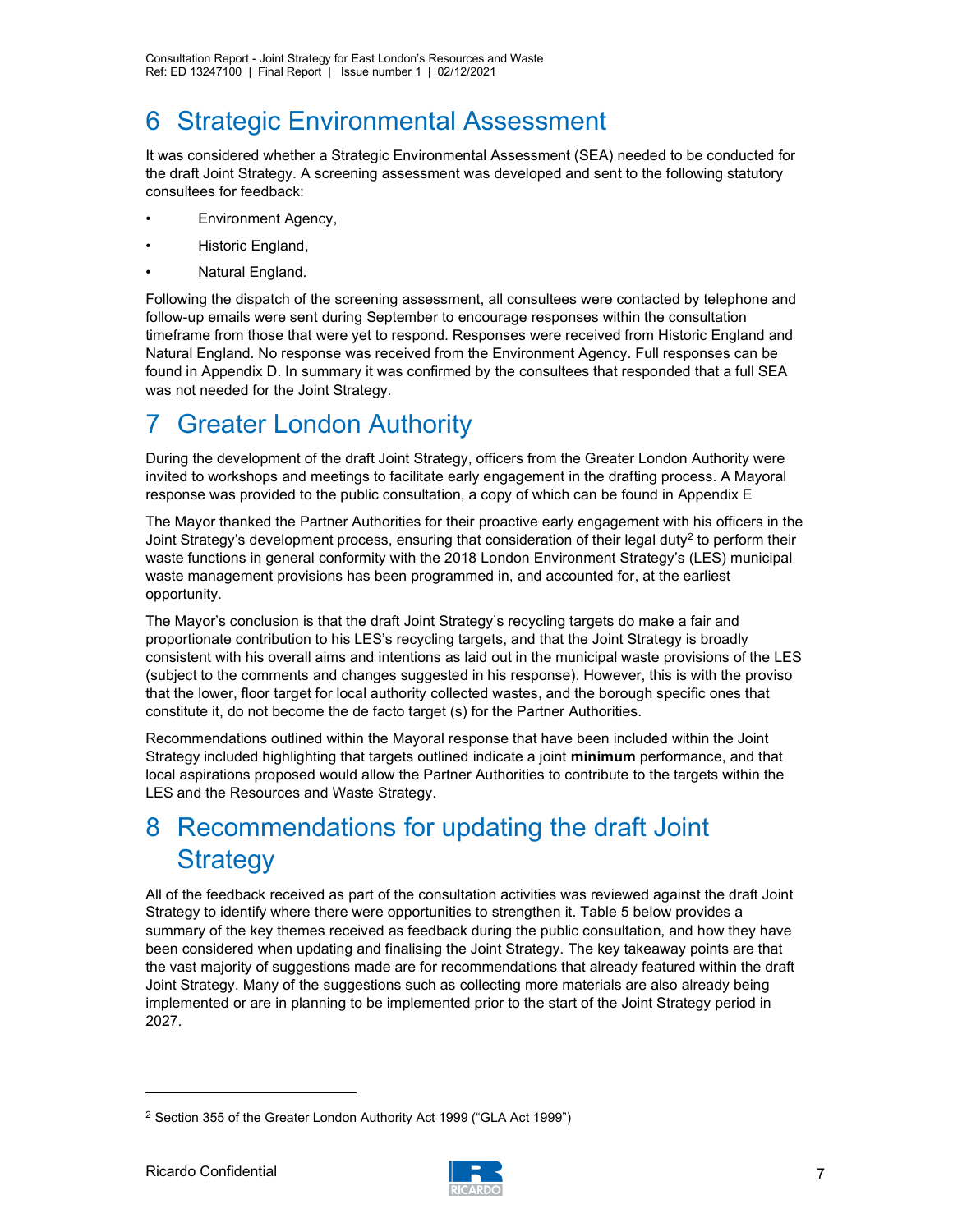# 6 Strategic Environmental Assessment

It was considered whether a Strategic Environmental Assessment (SEA) needed to be conducted for the draft Joint Strategy. A screening assessment was developed and sent to the following statutory consultees for feedback:

- Environment Agency,
- Historic England,
- Natural England.

Following the dispatch of the screening assessment, all consultees were contacted by telephone and follow-up emails were sent during September to encourage responses within the consultation timeframe from those that were yet to respond. Responses were received from Historic England and Natural England. No response was received from the Environment Agency. Full responses can be found in Appendix D. In summary it was confirmed by the consultees that responded that a full SEA was not needed for the Joint Strategy.

# 7 Greater London Authority

During the development of the draft Joint Strategy, officers from the Greater London Authority were invited to workshops and meetings to facilitate early engagement in the drafting process. A Mayoral response was provided to the public consultation, a copy of which can be found in Appendix E

The Mayor thanked the Partner Authorities for their proactive early engagement with his officers in the Joint Strategy's development process, ensuring that consideration of their legal duty[2] to perform their waste functions in general conformity with the 2018 London Environment Strategy's (LES) municipal waste management provisions has been programmed in, and accounted for, at the earliest opportunity.

The Mayor's conclusion is that the draft Joint Strategy's recycling targets do make a fair and proportionate contribution to his LES's recycling targets, and that the Joint Strategy is broadly consistent with his overall aims and intentions as laid out in the municipal waste provisions of the LES (subject to the comments and changes suggested in his response). However, this is with the proviso that the lower, floor target for local authority collected wastes, and the borough specific ones that constitute it, do not become the de facto target (s) for the Partner Authorities.

Recommendations outlined within the Mayoral response that have been included within the Joint Strategy included highlighting that targets outlined indicate a joint **minimum** performance, and that local aspirations proposed would allow the Partner Authorities to contribute to the targets within the LES and the Resources and Waste Strategy.

# 8 Recommendations for updating the draft Joint Strategy

All of the feedback received as part of the consultation activities was reviewed against the draft Joint Strategy to identify where there were opportunities to strengthen it. Table 5 below provides a summary of the key themes received as feedback during the public consultation, and how they have been considered when updating and finalising the Joint Strategy. The key takeaway points are that the vast majority of suggestions made are for recommendations that already featured within the draft Joint Strategy. Many of the suggestions such as collecting more materials are also already being implemented or are in planning to be implemented prior to the start of the Joint Strategy period in 2027.

[2] Section 355 of the Greater London Authority Act 1999 ("GLA Act 1999")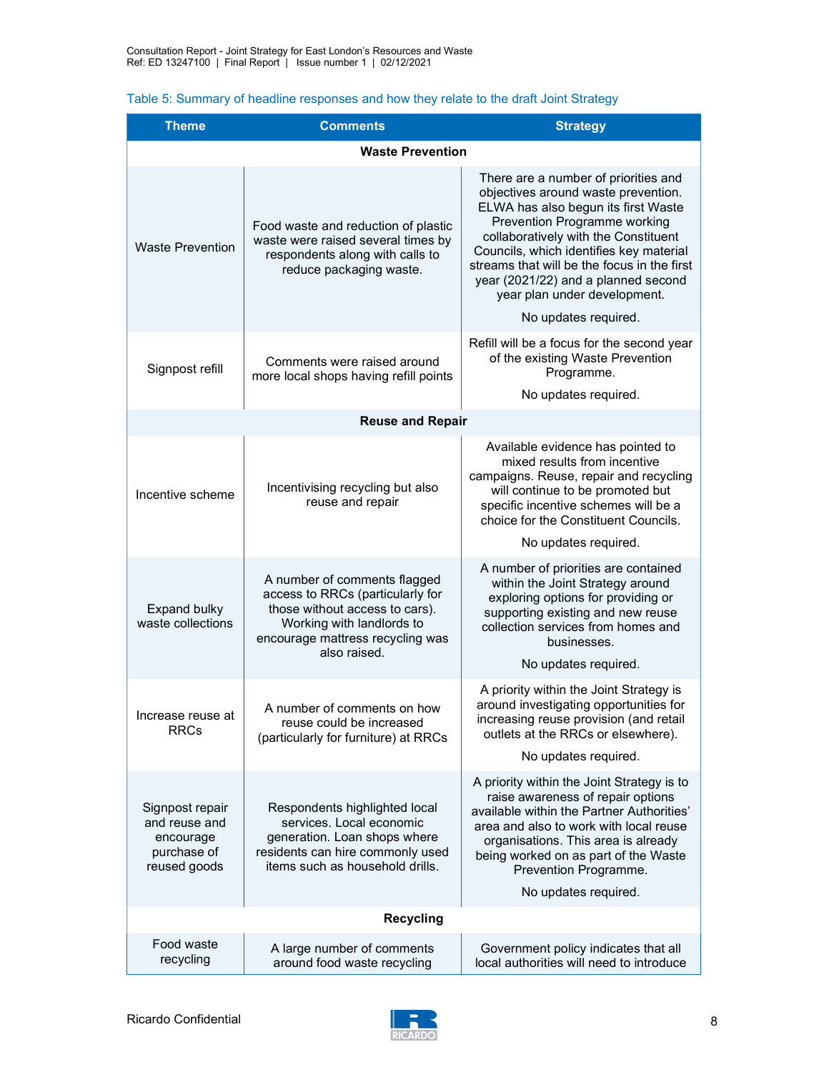Table 5: Summary of headline responses and how they relate to the draft Joint Strategy

| Theme | Comments | Strategy |
|---|---|---|
| **Waste Prevention** | | |
| Waste Prevention | Food waste and reduction of plastic waste were raised several times by respondents along with calls to reduce packaging waste. | There are a number of priorities and objectives around waste prevention. ELWA has also begun its first Waste Prevention Programme working collaboratively with the Constituent Councils, which identifies key material streams that will be the focus in the first year (2021/22) and a planned second year plan under development. No updates required. |
| Signpost refill | Comments were raised around more local shops having refill points | Refill will be a focus for the second year of the existing Waste Prevention Programme. No updates required. |
| **Reuse and Repair** | | |
| Incentive scheme | Incentivising recycling but also reuse and repair | Available evidence has pointed to mixed results from incentive campaigns. Reuse, repair and recycling will continue to be promoted but specific incentive schemes will be a choice for the Constituent Councils. No updates required. |
| Expand bulky waste collections | A number of comments flagged access to RRCs (particularly for those without access to cars). Working with landlords to encourage mattress recycling was also raised. | A number of priorities are contained within the Joint Strategy around exploring options for providing or supporting existing and new reuse collection services from homes and businesses. No updates required. |
| Increase reuse at RRCs | A number of comments on how reuse could be increased (particularly for furniture) at RRCs | A priority within the Joint Strategy is around investigating opportunities for increasing reuse provision (and retail outlets at the RRCs or elsewhere). No updates required. |
| Signpost repair and reuse and encourage purchase of reused goods | Respondents highlighted local services. Local economic generation. Loan shops where residents can hire commonly used items such as household drills. | A priority within the Joint Strategy is to raise awareness of repair options available within the Partner Authorities' area and also to work with local reuse organisations. This area is already being worked on as part of the Waste Prevention Programme. No updates required. |
| **Recycling** | | |
| Food waste recycling | A large number of comments around food waste recycling | Government policy indicates that all local authorities will need to introduce |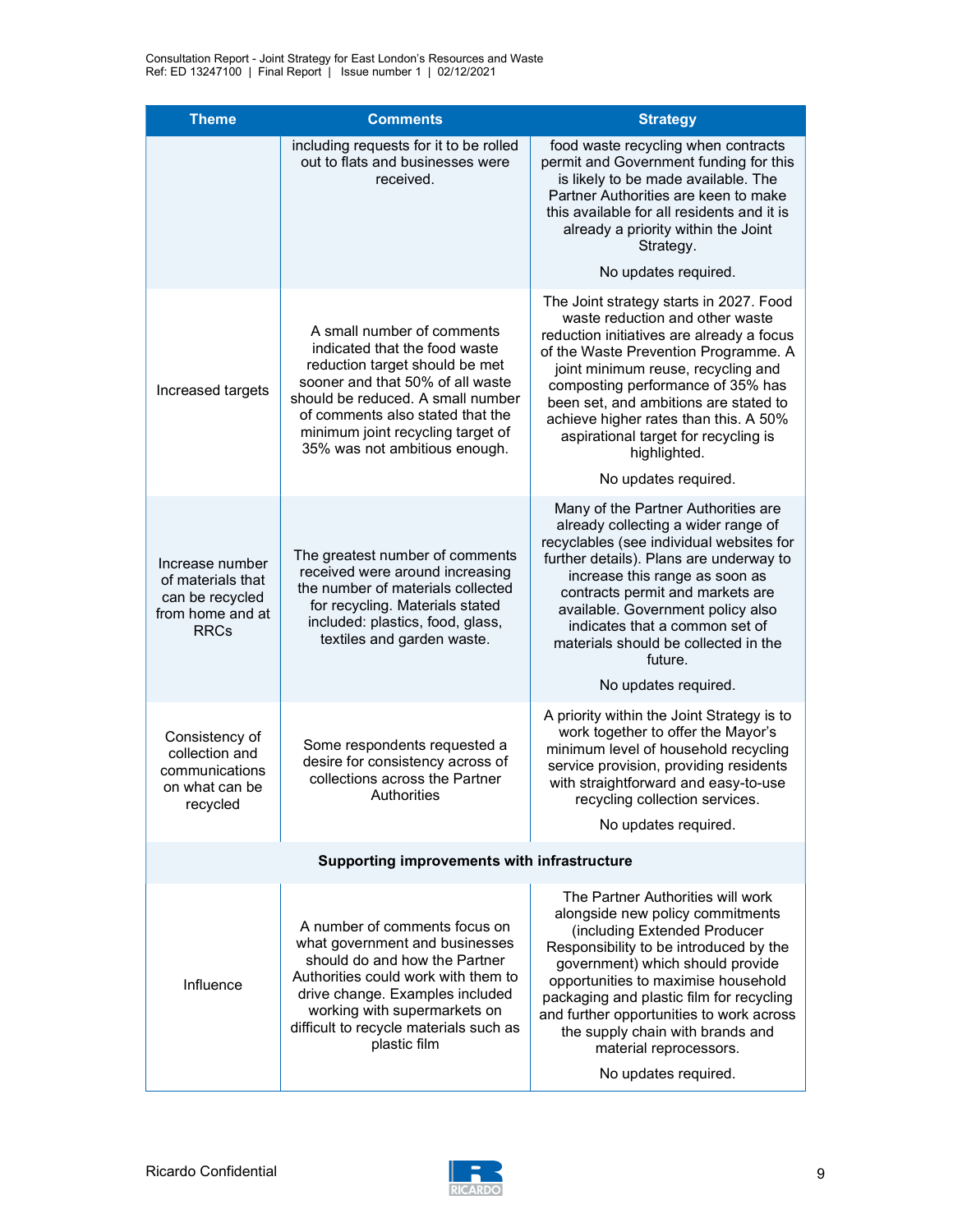| Theme | Comments | Strategy |
|---|---|---|
| | including requests for it to be rolled out to flats and businesses were received. | food waste recycling when contracts permit and Government funding for this is likely to be made available. The Partner Authorities are keen to make this available for all residents and it is already a priority within the Joint Strategy.<br><br>No updates required. |
| Increased targets | A small number of comments indicated that the food waste reduction target should be met sooner and that 50% of all waste should be reduced. A small number of comments also stated that the minimum joint recycling target of 35% was not ambitious enough. | The Joint strategy starts in 2027. Food waste reduction and other waste reduction initiatives are already a focus of the Waste Prevention Programme. A joint minimum reuse, recycling and composting performance of 35% has been set, and ambitions are stated to achieve higher rates than this. A 50% aspirational target for recycling is highlighted.<br><br>No updates required. |
| Increase number of materials that can be recycled from home and at RRCs | The greatest number of comments received were around increasing the number of materials collected for recycling. Materials stated included: plastics, food, glass, textiles and garden waste. | Many of the Partner Authorities are already collecting a wider range of recyclables (see individual websites for further details). Plans are underway to increase this range as soon as contracts permit and markets are available. Government policy also indicates that a common set of materials should be collected in the future.<br><br>No updates required. |
| Consistency of collection and communications on what can be recycled | Some respondents requested a desire for consistency across of collections across the Partner Authorities | A priority within the Joint Strategy is to work together to offer the Mayor's minimum level of household recycling service provision, providing residents with straightforward and easy-to-use recycling collection services.<br><br>No updates required. |
| **Supporting improvements with infrastructure** | | |
| Influence | A number of comments focus on what government and businesses should do and how the Partner Authorities could work with them to drive change. Examples included working with supermarkets on difficult to recycle materials such as plastic film | The Partner Authorities will work alongside new policy commitments (including Extended Producer Responsibility to be introduced by the government) which should provide opportunities to maximise household packaging and plastic film for recycling and further opportunities to work across the supply chain with brands and material reprocessors.<br><br>No updates required. |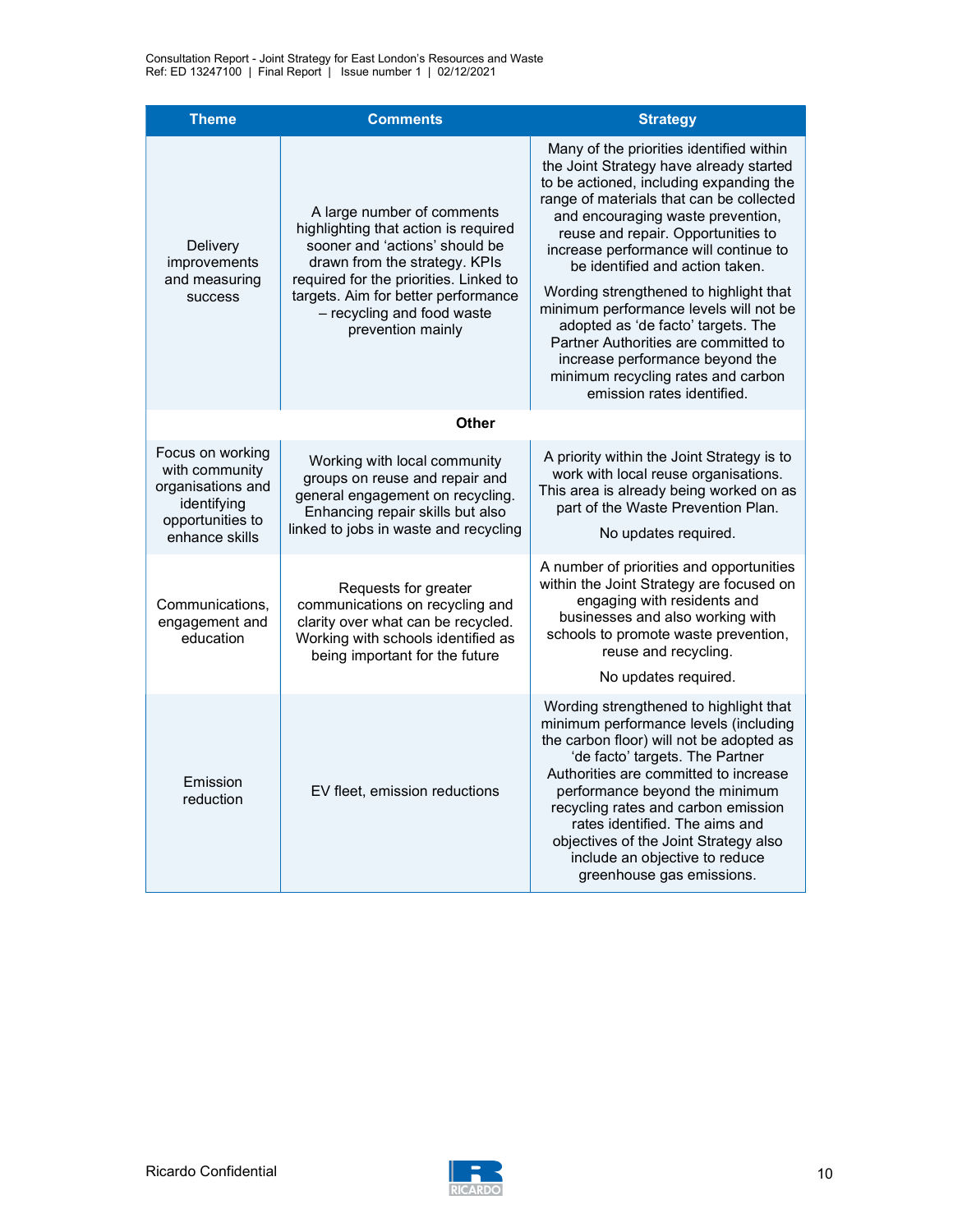| Theme | Comments | Strategy |
| --- | --- | --- |
| Delivery improvements and measuring success | A large number of comments highlighting that action is required sooner and 'actions' should be drawn from the strategy. KPIs required for the priorities. Linked to targets. Aim for better performance – recycling and food waste prevention mainly | Many of the priorities identified within the Joint Strategy have already started to be actioned, including expanding the range of materials that can be collected and encouraging waste prevention, reuse and repair. Opportunities to increase performance will continue to be identified and action taken.<br><br>Wording strengthened to highlight that minimum performance levels will not be adopted as 'de facto' targets. The Partner Authorities are committed to increase performance beyond the minimum recycling rates and carbon emission rates identified. |
| | **Other** | |
| Focus on working with community organisations and identifying opportunities to enhance skills | Working with local community groups on reuse and repair and general engagement on recycling. Enhancing repair skills but also linked to jobs in waste and recycling | A priority within the Joint Strategy is to work with local reuse organisations. This area is already being worked on as part of the Waste Prevention Plan.<br><br>No updates required. |
| Communications, engagement and education | Requests for greater communications on recycling and clarity over what can be recycled. Working with schools identified as being important for the future | A number of priorities and opportunities within the Joint Strategy are focused on engaging with residents and businesses and also working with schools to promote waste prevention, reuse and recycling.<br><br>No updates required. |
| Emission reduction | EV fleet, emission reductions | Wording strengthened to highlight that minimum performance levels (including the carbon floor) will not be adopted as 'de facto' targets. The Partner Authorities are committed to increase performance beyond the minimum recycling rates and carbon emission rates identified. The aims and objectives of the Joint Strategy also include an objective to reduce greenhouse gas emissions. |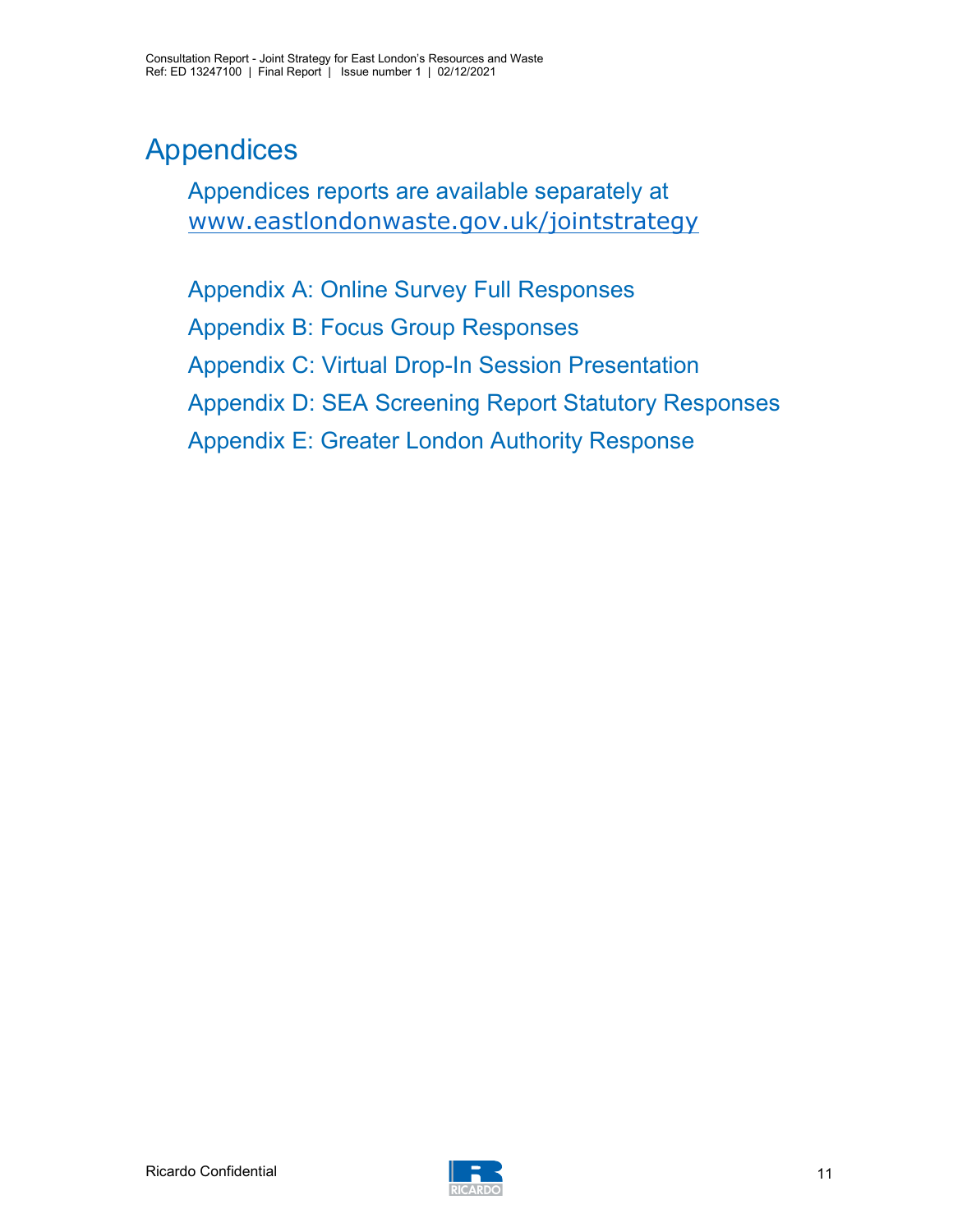# Appendices

Appendices reports are available separately at www.eastlondonwaste.gov.uk/jointstrategy

Appendix A: Online Survey Full Responses

Appendix B: Focus Group Responses

Appendix C: Virtual Drop-In Session Presentation

Appendix D: SEA Screening Report Statutory Responses

Appendix E: Greater London Authority Response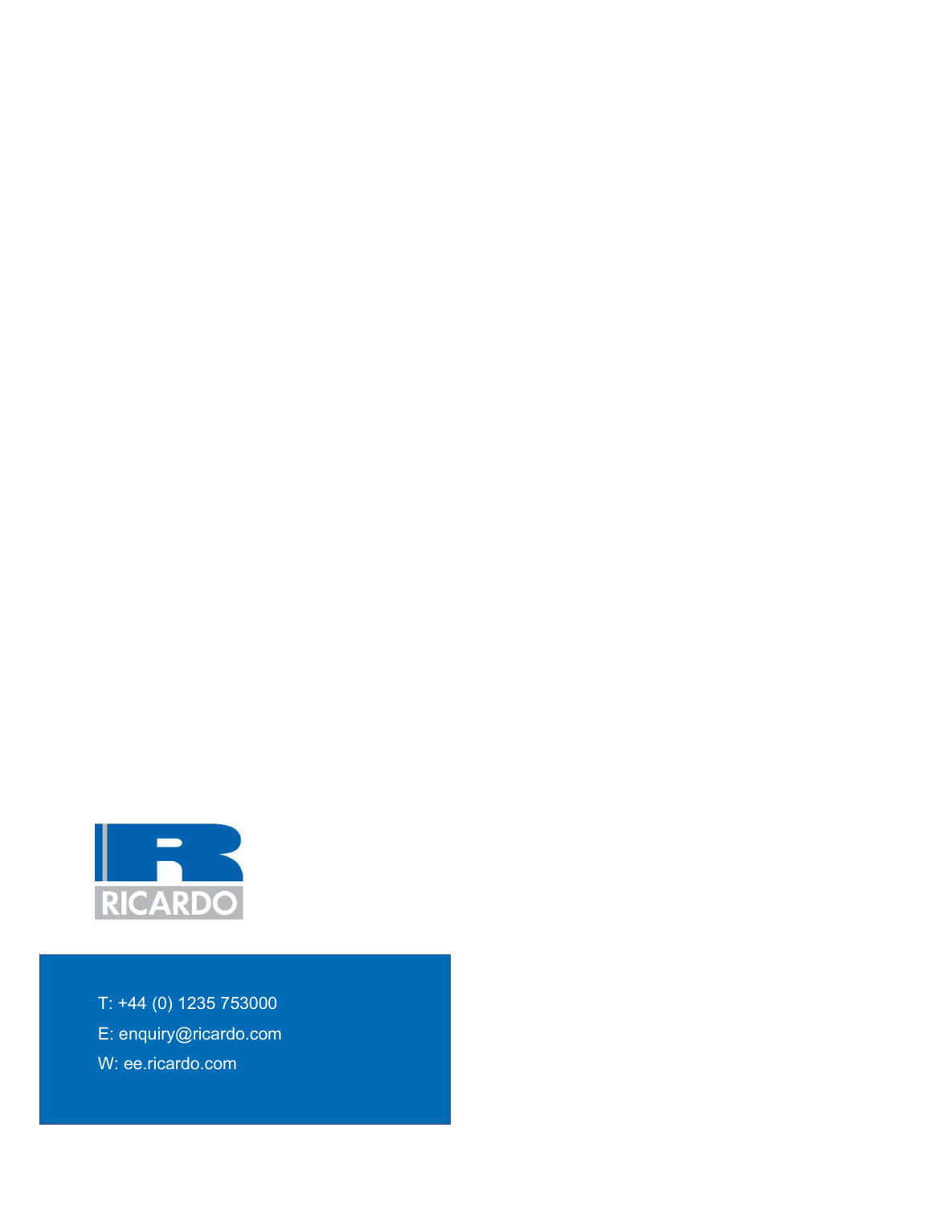RICARDO

T: +44 (0) 1235 753000

E: enquiry@ricardo.com

W: ee.ricardo.com